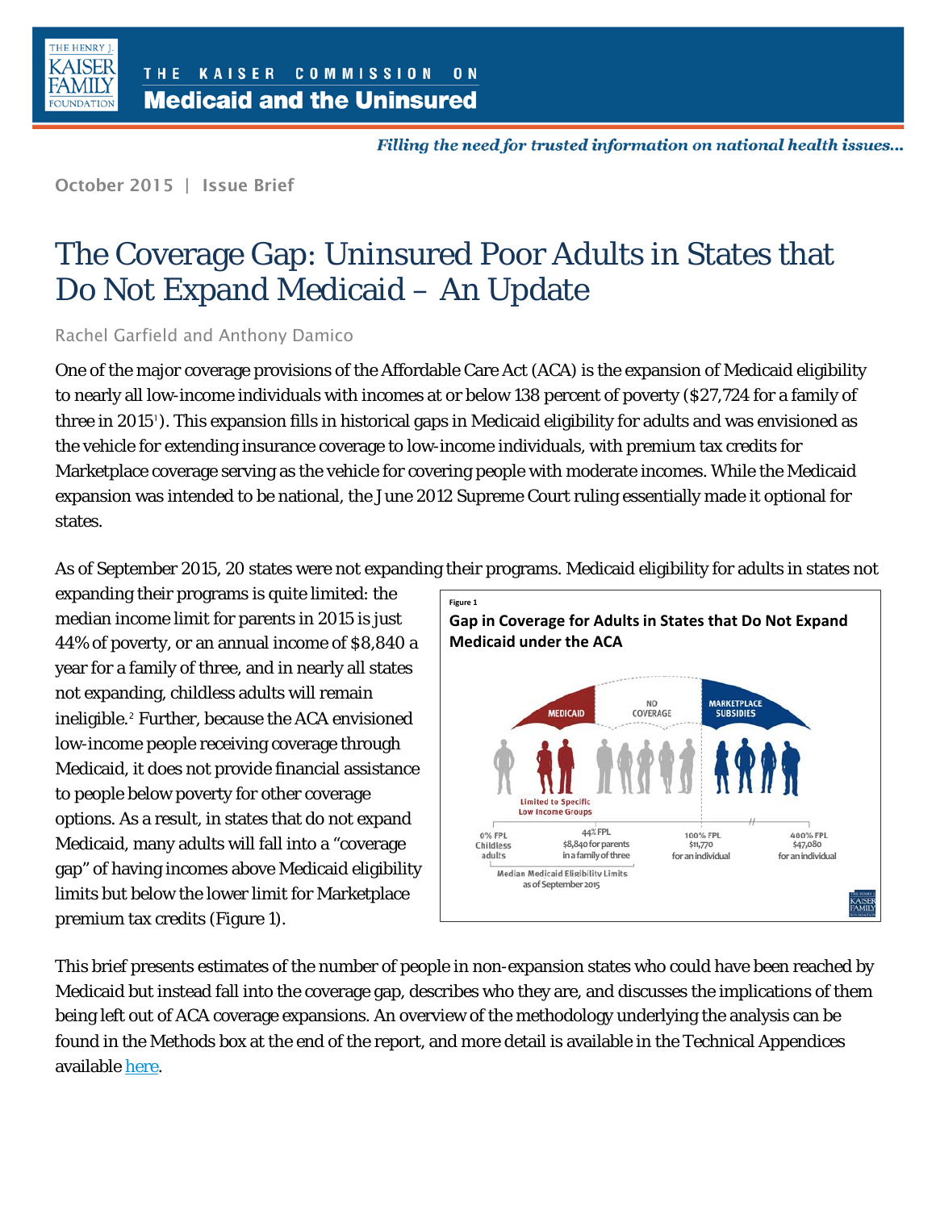THE KAISER COMMISSION ON
**Medicaid and the Uninsured**

*Filling the need for trusted information on national health issues…*

October 2015 | Issue Brief

# The Coverage Gap: Uninsured Poor Adults in States that Do Not Expand Medicaid – An Update

Rachel Garfield and Anthony Damico

One of the major coverage provisions of the Affordable Care Act (ACA) is the expansion of Medicaid eligibility to nearly all low-income individuals with incomes at or below 138 percent of poverty ($27,724 for a family of three in 2015[1]). This expansion fills in historical gaps in Medicaid eligibility for adults and was envisioned as the vehicle for extending insurance coverage to low-income individuals, with premium tax credits for Marketplace coverage serving as the vehicle for covering people with moderate incomes. While the Medicaid expansion was intended to be national, the June 2012 Supreme Court ruling essentially made it optional for states.

As of September 2015, 20 states were not expanding their programs. Medicaid eligibility for adults in states not expanding their programs is quite limited: the median income limit for parents in 2015 is just 44% of poverty, or an annual income of $8,840 a year for a family of three, and in nearly all states not expanding, childless adults will remain ineligible.[2] Further, because the ACA envisioned low-income people receiving coverage through Medicaid, it does not provide financial assistance to people below poverty for other coverage options. As a result, in states that do not expand Medicaid, many adults will fall into a "coverage gap" of having incomes above Medicaid eligibility limits but below the lower limit for Marketplace premium tax credits (Figure 1).

Figure 1

**Gap in Coverage for Adults in States that Do Not Expand Medicaid under the ACA**

MEDICAID | NO COVERAGE | MARKETPLACE SUBSIDIES

Limited to Specific Low Income Groups

0% FPL Childless adults | 44% FPL $8,840 for parents in a family of three | 100% FPL $11,770 for an individual | 400% FPL $47,080 for an individual

Median Medicaid Eligibility Limits as of September 2015

This brief presents estimates of the number of people in non-expansion states who could have been reached by Medicaid but instead fall into the coverage gap, describes who they are, and discusses the implications of them being left out of ACA coverage expansions. An overview of the methodology underlying the analysis can be found in the Methods box at the end of the report, and more detail is available in the Technical Appendices available here.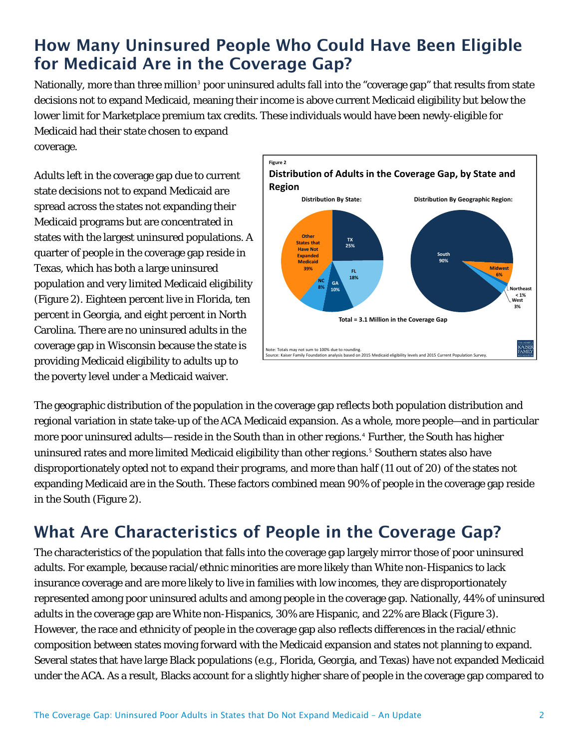## How Many Uninsured People Who Could Have Been Eligible for Medicaid Are in the Coverage Gap?

Nationally, more than three million[3] poor uninsured adults fall into the "coverage gap" that results from state decisions not to expand Medicaid, meaning their income is above current Medicaid eligibility but below the lower limit for Marketplace premium tax credits. These individuals would have been newly-eligible for Medicaid had their state chosen to expand coverage.

Adults left in the coverage gap due to current state decisions not to expand Medicaid are spread across the states not expanding their Medicaid programs but are concentrated in states with the largest uninsured populations. A quarter of people in the coverage gap reside in Texas, which has both a large uninsured population and very limited Medicaid eligibility (Figure 2). Eighteen percent live in Florida, ten percent in Georgia, and eight percent in North Carolina. There are no uninsured adults in the coverage gap in Wisconsin because the state is providing Medicaid eligibility to adults up to the poverty level under a Medicaid waiver.

Figure 2

**Distribution of Adults in the Coverage Gap, by State and Region**

**Distribution By State:** TX 25%; FL 18%; GA 10%; NC 8%; Other States that Have Not Expanded Medicaid 39%

**Distribution By Geographic Region:** South 90%; Midwest 6%; Northeast < 1%; West 3%

**Total = 3.1 Million in the Coverage Gap**

Note: Totals may not sum to 100% due to rounding.
Source: Kaiser Family Foundation analysis based on 2015 Medicaid eligibility levels and 2015 Current Population Survey.

The geographic distribution of the population in the coverage gap reflects both population distribution and regional variation in state take-up of the ACA Medicaid expansion. As a whole, more people—and in particular more poor uninsured adults— reside in the South than in other regions.[4] Further, the South has higher uninsured rates and more limited Medicaid eligibility than other regions.[5] Southern states also have disproportionately opted not to expand their programs, and more than half (11 out of 20) of the states not expanding Medicaid are in the South. These factors combined mean 90% of people in the coverage gap reside in the South (Figure 2).

## What Are Characteristics of People in the Coverage Gap?

The characteristics of the population that falls into the coverage gap largely mirror those of poor uninsured adults. For example, because racial/ethnic minorities are more likely than White non-Hispanics to lack insurance coverage and are more likely to live in families with low incomes, they are disproportionately represented among poor uninsured adults and among people in the coverage gap. Nationally, 44% of uninsured adults in the coverage gap are White non-Hispanics, 30% are Hispanic, and 22% are Black (Figure 3). However, the race and ethnicity of people in the coverage gap also reflects differences in the racial/ethnic composition between states moving forward with the Medicaid expansion and states not planning to expand. Several states that have large Black populations (e.g., Florida, Georgia, and Texas) have not expanded Medicaid under the ACA. As a result, Blacks account for a slightly higher share of people in the coverage gap compared to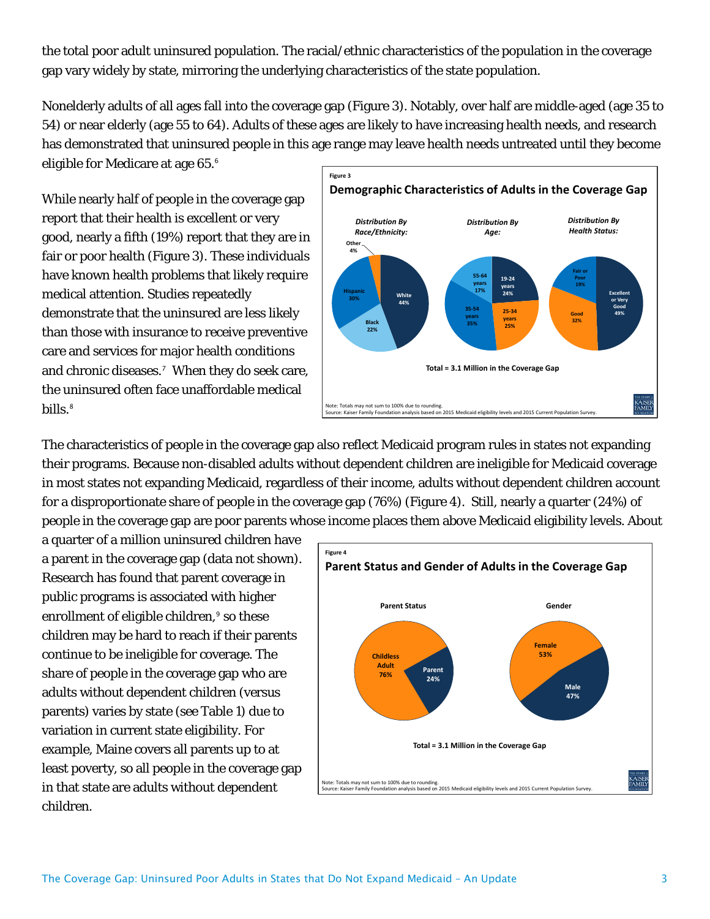the total poor adult uninsured population. The racial/ethnic characteristics of the population in the coverage gap vary widely by state, mirroring the underlying characteristics of the state population.

Nonelderly adults of all ages fall into the coverage gap (Figure 3). Notably, over half are middle-aged (age 35 to 54) or near elderly (age 55 to 64). Adults of these ages are likely to have increasing health needs, and research has demonstrated that uninsured people in this age range may leave health needs untreated until they become eligible for Medicare at age 65.[6]

While nearly half of people in the coverage gap report that their health is excellent or very good, nearly a fifth (19%) report that they are in fair or poor health (Figure 3). These individuals have known health problems that likely require medical attention. Studies repeatedly demonstrate that the uninsured are less likely than those with insurance to receive preventive care and services for major health conditions and chronic diseases.[7] When they do seek care, the uninsured often face unaffordable medical bills.[8]

Figure 3

**Demographic Characteristics of Adults in the Coverage Gap**

*Distribution By Race/Ethnicity:* White 44%, Black 22%, Hispanic 30%, Other 4%

*Distribution By Age:* 19-24 years 24%, 25-34 years 25%, 35-54 years 35%, 55-64 years 17%

*Distribution By Health Status:* Excellent or Very Good 49%, Good 32%, Fair or Poor 19%

Total = 3.1 Million in the Coverage Gap

Note: Totals may not sum to 100% due to rounding.
Source: Kaiser Family Foundation analysis based on 2015 Medicaid eligibility levels and 2015 Current Population Survey.

The characteristics of people in the coverage gap also reflect Medicaid program rules in states not expanding their programs. Because non-disabled adults without dependent children are ineligible for Medicaid coverage in most states not expanding Medicaid, regardless of their income, adults without dependent children account for a disproportionate share of people in the coverage gap (76%) (Figure 4). Still, nearly a quarter (24%) of people in the coverage gap are poor parents whose income places them above Medicaid eligibility levels. About a quarter of a million uninsured children have a parent in the coverage gap (data not shown). Research has found that parent coverage in public programs is associated with higher enrollment of eligible children,[9] so these children may be hard to reach if their parents continue to be ineligible for coverage. The share of people in the coverage gap who are adults without dependent children (versus parents) varies by state (see Table 1) due to variation in current state eligibility. For example, Maine covers all parents up to at least poverty, so all people in the coverage gap in that state are adults without dependent children.

Figure 4

**Parent Status and Gender of Adults in the Coverage Gap**

Parent Status: Childless Adult 76%, Parent 24%

Gender: Female 53%, Male 47%

Total = 3.1 Million in the Coverage Gap

Note: Totals may not sum to 100% due to rounding.
Source: Kaiser Family Foundation analysis based on 2015 Medicaid eligibility levels and 2015 Current Population Survey.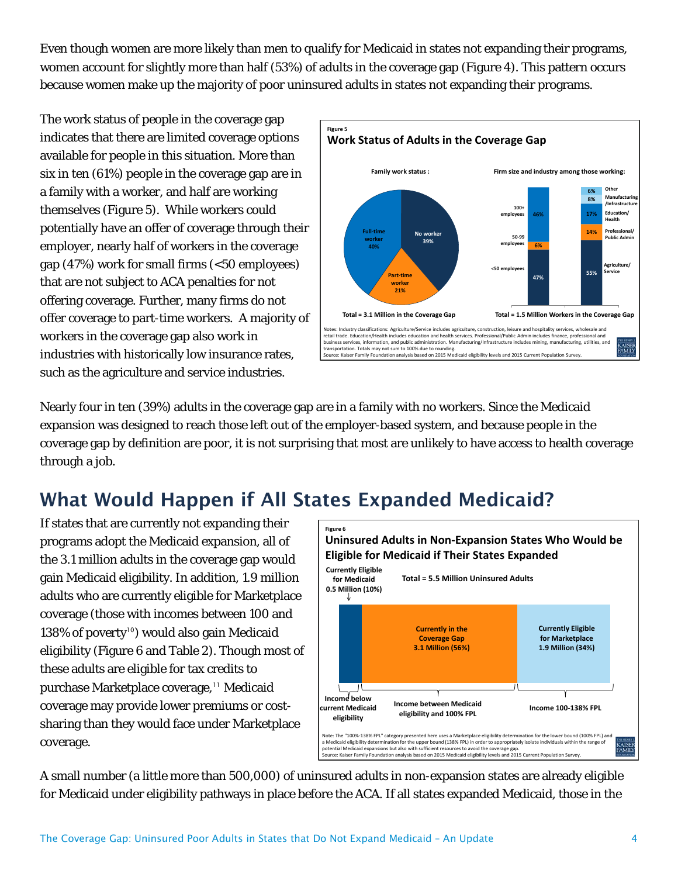Even though women are more likely than men to qualify for Medicaid in states not expanding their programs, women account for slightly more than half (53%) of adults in the coverage gap (Figure 4). This pattern occurs because women make up the majority of poor uninsured adults in states not expanding their programs.

The work status of people in the coverage gap indicates that there are limited coverage options available for people in this situation. More than six in ten (61%) people in the coverage gap are in a family with a worker, and half are working themselves (Figure 5). While workers could potentially have an offer of coverage through their employer, nearly half of workers in the coverage gap (47%) work for small firms (<50 employees) that are not subject to ACA penalties for not offering coverage. Further, many firms do not offer coverage to part-time workers. A majority of workers in the coverage gap also work in industries with historically low insurance rates, such as the agriculture and service industries.

Figure 5

**Work Status of Adults in the Coverage Gap**

Family work status: No worker 39%; Part-time worker 21%; Full-time worker 40%. Total = 3.1 Million in the Coverage Gap

Firm size and industry among those working: <50 employees 47%; 50-99 employees 6%; 100+ employees 46%. Agriculture/Service 55%; Professional/Public Admin 14%; Education/Health 17%; Manufacturing/Infrastructure 8%; Other 6%. Total = 1.5 Million Workers in the Coverage Gap

Notes: Industry classifications: Agriculture/Service includes agriculture, construction, leisure and hospitality services, wholesale and retail trade. Education/Health includes education and health services. Professional/Public Admin includes finance, professional and business services, information, and public administration. Manufacturing/Infrastructure includes mining, manufacturing, utilities, and transportation. Totals may not sum to 100% due to rounding.
Source: Kaiser Family Foundation analysis based on 2015 Medicaid eligibility levels and 2015 Current Population Survey.

Nearly four in ten (39%) adults in the coverage gap are in a family with no workers. Since the Medicaid expansion was designed to reach those left out of the employer-based system, and because people in the coverage gap by definition are poor, it is not surprising that most are unlikely to have access to health coverage through a job.

## What Would Happen if All States Expanded Medicaid?

If states that are currently not expanding their programs adopt the Medicaid expansion, all of the 3.1 million adults in the coverage gap would gain Medicaid eligibility. In addition, 1.9 million adults who are currently eligible for Marketplace coverage (those with incomes between 100 and 138% of poverty[10]) would also gain Medicaid eligibility (Figure 6 and Table 2). Though most of these adults are eligible for tax credits to purchase Marketplace coverage,[11] Medicaid coverage may provide lower premiums or cost-sharing than they would face under Marketplace coverage.

Figure 6

**Uninsured Adults in Non-Expansion States Who Would be Eligible for Medicaid if Their States Expanded**

Total = 5.5 Million Uninsured Adults

- Currently Eligible for Medicaid 0.5 Million (10%) — Income below current Medicaid eligibility
- Currently in the Coverage Gap 3.1 Million (56%) — Income between Medicaid eligibility and 100% FPL
- Currently Eligible for Marketplace 1.9 Million (34%) — Income 100-138% FPL

Note: The "100%-138% FPL" category presented here uses a Marketplace eligibility determination for the lower bound (100% FPL) and a Medicaid eligibility determination for the upper bound (138% FPL) in order to appropriately isolate individuals within the range of potential Medicaid expansions but also with sufficient resources to avoid the coverage gap.
Source: Kaiser Family Foundation analysis based on 2015 Medicaid eligibility levels and 2015 Current Population Survey.

A small number (a little more than 500,000) of uninsured adults in non-expansion states are already eligible for Medicaid under eligibility pathways in place before the ACA. If all states expanded Medicaid, those in the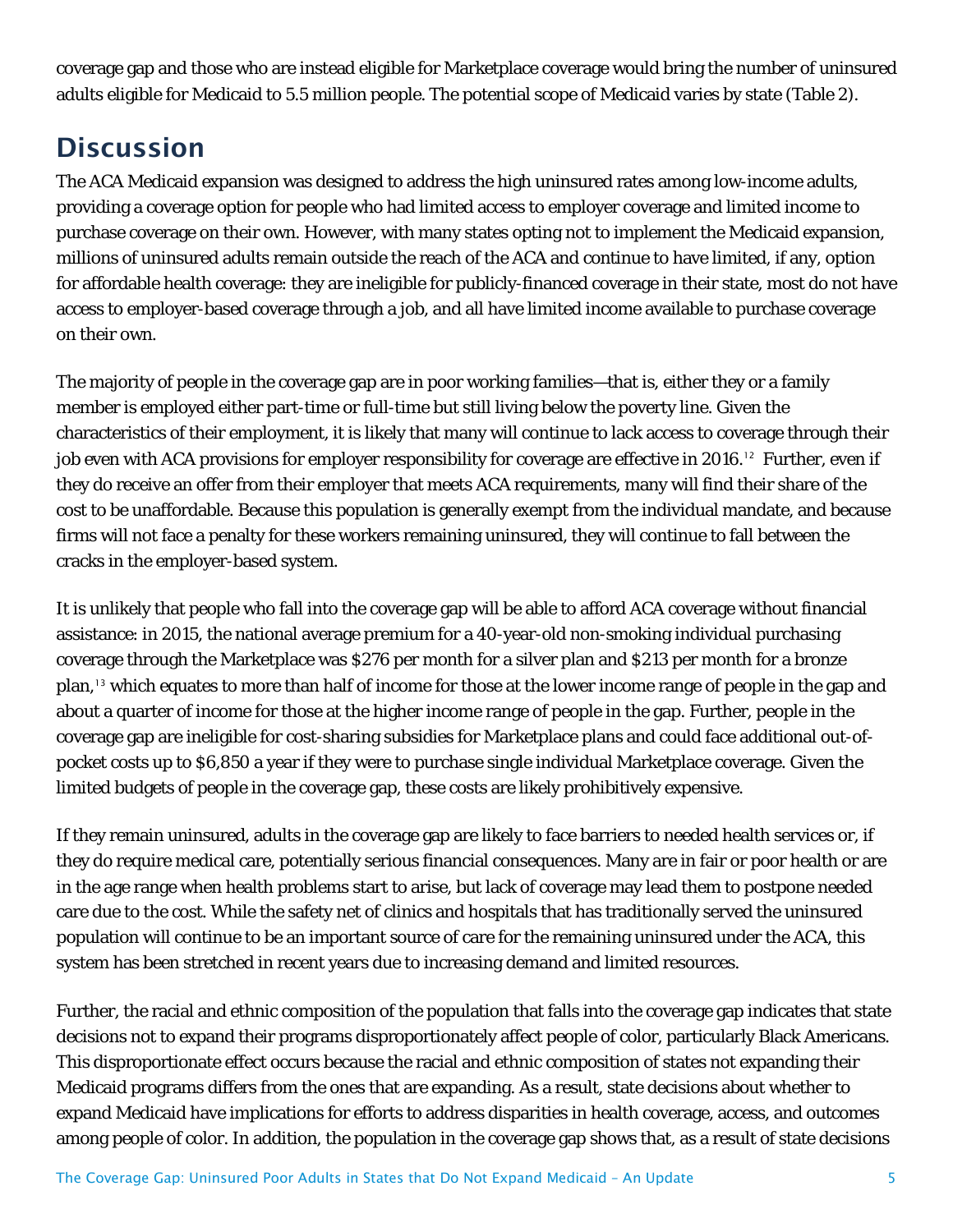coverage gap and those who are instead eligible for Marketplace coverage would bring the number of uninsured adults eligible for Medicaid to 5.5 million people. The potential scope of Medicaid varies by state (Table 2).

## Discussion

The ACA Medicaid expansion was designed to address the high uninsured rates among low-income adults, providing a coverage option for people who had limited access to employer coverage and limited income to purchase coverage on their own. However, with many states opting not to implement the Medicaid expansion, millions of uninsured adults remain outside the reach of the ACA and continue to have limited, if any, option for affordable health coverage: they are ineligible for publicly-financed coverage in their state, most do not have access to employer-based coverage through a job, and all have limited income available to purchase coverage on their own.

The majority of people in the coverage gap are in poor working families—that is, either they or a family member is employed either part-time or full-time but still living below the poverty line. Given the characteristics of their employment, it is likely that many will continue to lack access to coverage through their job even with ACA provisions for employer responsibility for coverage are effective in 2016.[12] Further, even if they do receive an offer from their employer that meets ACA requirements, many will find their share of the cost to be unaffordable. Because this population is generally exempt from the individual mandate, and because firms will not face a penalty for these workers remaining uninsured, they will continue to fall between the cracks in the employer-based system.

It is unlikely that people who fall into the coverage gap will be able to afford ACA coverage without financial assistance: in 2015, the national average premium for a 40-year-old non-smoking individual purchasing coverage through the Marketplace was $276 per month for a silver plan and $213 per month for a bronze plan,[13] which equates to more than half of income for those at the lower income range of people in the gap and about a quarter of income for those at the higher income range of people in the gap. Further, people in the coverage gap are ineligible for cost-sharing subsidies for Marketplace plans and could face additional out-of-pocket costs up to $6,850 a year if they were to purchase single individual Marketplace coverage. Given the limited budgets of people in the coverage gap, these costs are likely prohibitively expensive.

If they remain uninsured, adults in the coverage gap are likely to face barriers to needed health services or, if they do require medical care, potentially serious financial consequences. Many are in fair or poor health or are in the age range when health problems start to arise, but lack of coverage may lead them to postpone needed care due to the cost. While the safety net of clinics and hospitals that has traditionally served the uninsured population will continue to be an important source of care for the remaining uninsured under the ACA, this system has been stretched in recent years due to increasing demand and limited resources.

Further, the racial and ethnic composition of the population that falls into the coverage gap indicates that state decisions not to expand their programs disproportionately affect people of color, particularly Black Americans. This disproportionate effect occurs because the racial and ethnic composition of states not expanding their Medicaid programs differs from the ones that are expanding. As a result, state decisions about whether to expand Medicaid have implications for efforts to address disparities in health coverage, access, and outcomes among people of color. In addition, the population in the coverage gap shows that, as a result of state decisions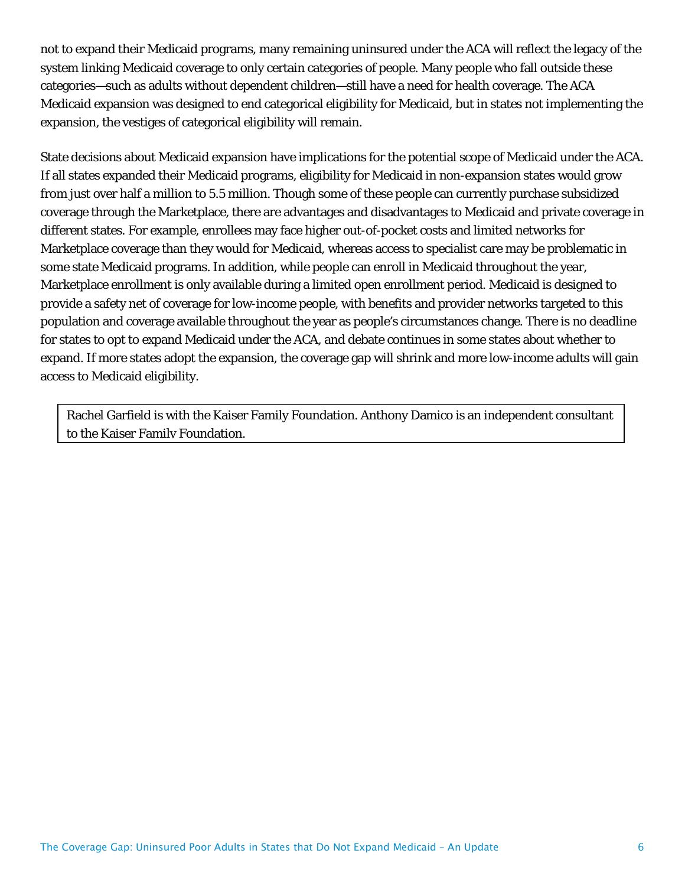not to expand their Medicaid programs, many remaining uninsured under the ACA will reflect the legacy of the system linking Medicaid coverage to only certain categories of people. Many people who fall outside these categories—such as adults without dependent children—still have a need for health coverage. The ACA Medicaid expansion was designed to end categorical eligibility for Medicaid, but in states not implementing the expansion, the vestiges of categorical eligibility will remain.

State decisions about Medicaid expansion have implications for the potential scope of Medicaid under the ACA. If all states expanded their Medicaid programs, eligibility for Medicaid in non-expansion states would grow from just over half a million to 5.5 million. Though some of these people can currently purchase subsidized coverage through the Marketplace, there are advantages and disadvantages to Medicaid and private coverage in different states. For example, enrollees may face higher out-of-pocket costs and limited networks for Marketplace coverage than they would for Medicaid, whereas access to specialist care may be problematic in some state Medicaid programs. In addition, while people can enroll in Medicaid throughout the year, Marketplace enrollment is only available during a limited open enrollment period. Medicaid is designed to provide a safety net of coverage for low-income people, with benefits and provider networks targeted to this population and coverage available throughout the year as people's circumstances change. There is no deadline for states to opt to expand Medicaid under the ACA, and debate continues in some states about whether to expand. If more states adopt the expansion, the coverage gap will shrink and more low-income adults will gain access to Medicaid eligibility.

Rachel Garfield is with the Kaiser Family Foundation. Anthony Damico is an independent consultant to the Kaiser Family Foundation.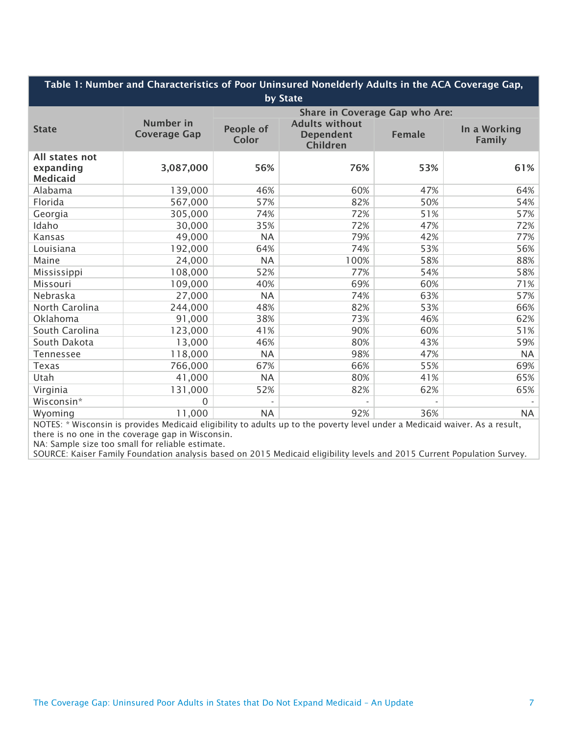**Table 1: Number and Characteristics of Poor Uninsured Nonelderly Adults in the ACA Coverage Gap, by State**

| State | Number in Coverage Gap | Share in Coverage Gap who Are: | | | |
|---|---|---|---|---|---|
| | | People of Color | Adults without Dependent Children | Female | In a Working Family |
| **All states not expanding Medicaid** | **3,087,000** | **56%** | **76%** | **53%** | **61%** |
| Alabama | 139,000 | 46% | 60% | 47% | 64% |
| Florida | 567,000 | 57% | 82% | 50% | 54% |
| Georgia | 305,000 | 74% | 72% | 51% | 57% |
| Idaho | 30,000 | 35% | 72% | 47% | 72% |
| Kansas | 49,000 | NA | 79% | 42% | 77% |
| Louisiana | 192,000 | 64% | 74% | 53% | 56% |
| Maine | 24,000 | NA | 100% | 58% | 88% |
| Mississippi | 108,000 | 52% | 77% | 54% | 58% |
| Missouri | 109,000 | 40% | 69% | 60% | 71% |
| Nebraska | 27,000 | NA | 74% | 63% | 57% |
| North Carolina | 244,000 | 48% | 82% | 53% | 66% |
| Oklahoma | 91,000 | 38% | 73% | 46% | 62% |
| South Carolina | 123,000 | 41% | 90% | 60% | 51% |
| South Dakota | 13,000 | 46% | 80% | 43% | 59% |
| Tennessee | 118,000 | NA | 98% | 47% | NA |
| Texas | 766,000 | 67% | 66% | 55% | 69% |
| Utah | 41,000 | NA | 80% | 41% | 65% |
| Virginia | 131,000 | 52% | 82% | 62% | 65% |
| Wisconsin* | 0 | - | - | - | - |
| Wyoming | 11,000 | NA | 92% | 36% | NA |

NOTES: * Wisconsin is provides Medicaid eligibility to adults up to the poverty level under a Medicaid waiver. As a result, there is no one in the coverage gap in Wisconsin.
NA: Sample size too small for reliable estimate.
SOURCE: Kaiser Family Foundation analysis based on 2015 Medicaid eligibility levels and 2015 Current Population Survey.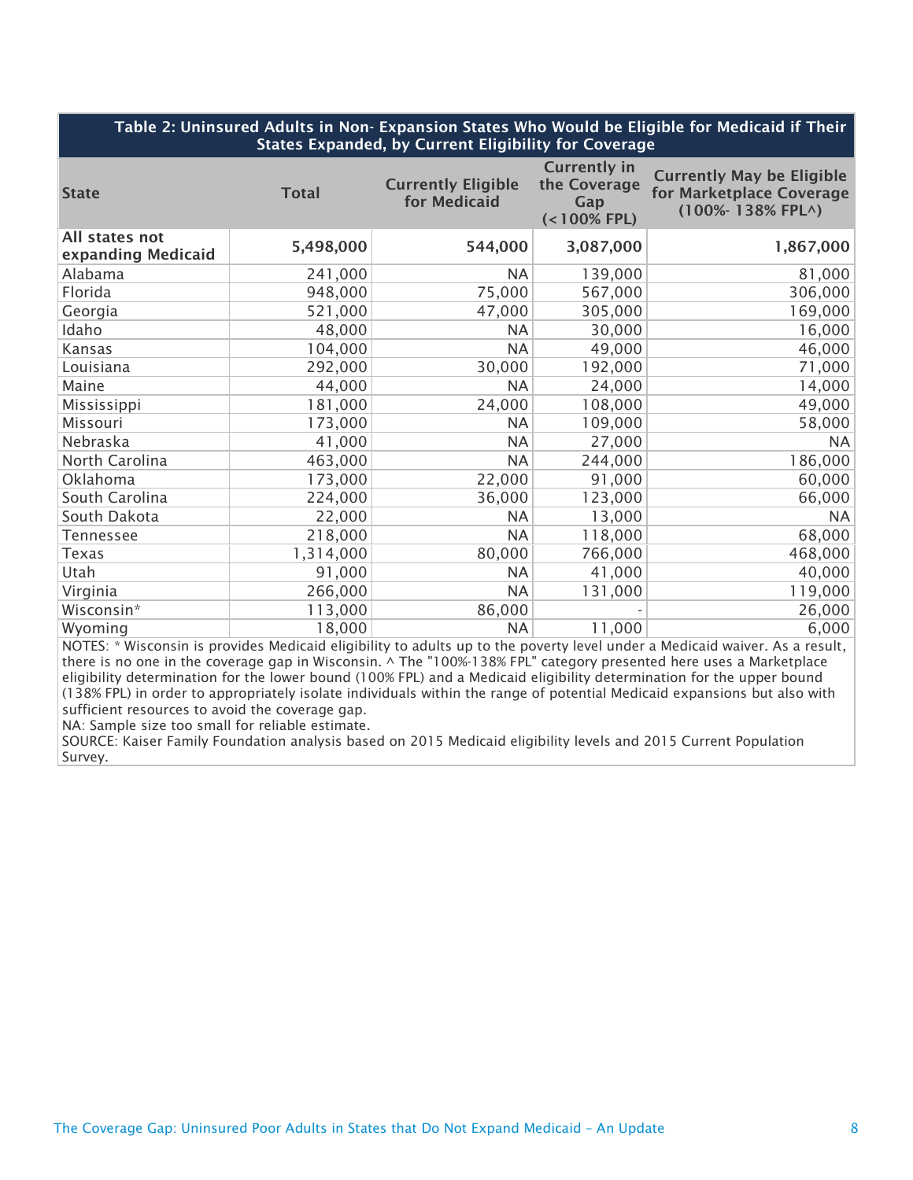**Table 2: Uninsured Adults in Non- Expansion States Who Would be Eligible for Medicaid if Their States Expanded, by Current Eligibility for Coverage**

| State | Total | Currently Eligible for Medicaid | Currently in the Coverage Gap (<100% FPL) | Currently May be Eligible for Marketplace Coverage (100%- 138% FPL^) |
|---|---|---|---|---|
| **All states not expanding Medicaid** | **5,498,000** | **544,000** | **3,087,000** | **1,867,000** |
| Alabama | 241,000 | NA | 139,000 | 81,000 |
| Florida | 948,000 | 75,000 | 567,000 | 306,000 |
| Georgia | 521,000 | 47,000 | 305,000 | 169,000 |
| Idaho | 48,000 | NA | 30,000 | 16,000 |
| Kansas | 104,000 | NA | 49,000 | 46,000 |
| Louisiana | 292,000 | 30,000 | 192,000 | 71,000 |
| Maine | 44,000 | NA | 24,000 | 14,000 |
| Mississippi | 181,000 | 24,000 | 108,000 | 49,000 |
| Missouri | 173,000 | NA | 109,000 | 58,000 |
| Nebraska | 41,000 | NA | 27,000 | NA |
| North Carolina | 463,000 | NA | 244,000 | 186,000 |
| Oklahoma | 173,000 | 22,000 | 91,000 | 60,000 |
| South Carolina | 224,000 | 36,000 | 123,000 | 66,000 |
| South Dakota | 22,000 | NA | 13,000 | NA |
| Tennessee | 218,000 | NA | 118,000 | 68,000 |
| Texas | 1,314,000 | 80,000 | 766,000 | 468,000 |
| Utah | 91,000 | NA | 41,000 | 40,000 |
| Virginia | 266,000 | NA | 131,000 | 119,000 |
| Wisconsin* | 113,000 | 86,000 | - | 26,000 |
| Wyoming | 18,000 | NA | 11,000 | 6,000 |

NOTES: * Wisconsin is provides Medicaid eligibility to adults up to the poverty level under a Medicaid waiver. As a result, there is no one in the coverage gap in Wisconsin. ^ The "100%-138% FPL" category presented here uses a Marketplace eligibility determination for the lower bound (100% FPL) and a Medicaid eligibility determination for the upper bound (138% FPL) in order to appropriately isolate individuals within the range of potential Medicaid expansions but also with sufficient resources to avoid the coverage gap.
NA: Sample size too small for reliable estimate.
SOURCE: Kaiser Family Foundation analysis based on 2015 Medicaid eligibility levels and 2015 Current Population Survey.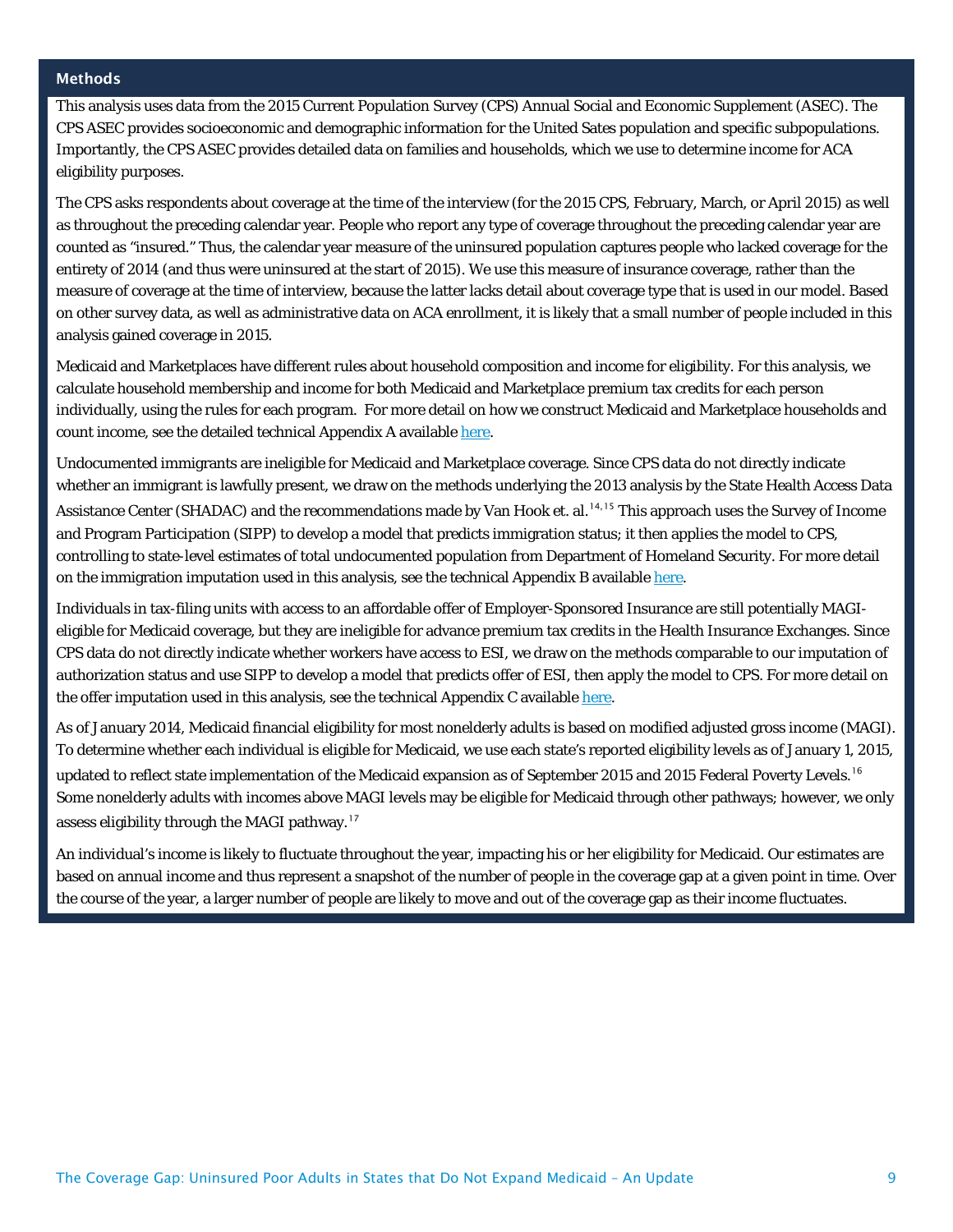## Methods

This analysis uses data from the 2015 Current Population Survey (CPS) Annual Social and Economic Supplement (ASEC). The CPS ASEC provides socioeconomic and demographic information for the United Sates population and specific subpopulations. Importantly, the CPS ASEC provides detailed data on families and households, which we use to determine income for ACA eligibility purposes.

The CPS asks respondents about coverage at the time of the interview (for the 2015 CPS, February, March, or April 2015) as well as throughout the preceding calendar year. People who report any type of coverage throughout the preceding calendar year are counted as "insured." Thus, the calendar year measure of the uninsured population captures people who lacked coverage for the entirety of 2014 (and thus were uninsured at the start of 2015). We use this measure of insurance coverage, rather than the measure of coverage at the time of interview, because the latter lacks detail about coverage type that is used in our model. Based on other survey data, as well as administrative data on ACA enrollment, it is likely that a small number of people included in this analysis gained coverage in 2015.

Medicaid and Marketplaces have different rules about household composition and income for eligibility. For this analysis, we calculate household membership and income for both Medicaid and Marketplace premium tax credits for each person individually, using the rules for each program. For more detail on how we construct Medicaid and Marketplace households and count income, see the detailed technical Appendix A available here.

Undocumented immigrants are ineligible for Medicaid and Marketplace coverage. Since CPS data do not directly indicate whether an immigrant is lawfully present, we draw on the methods underlying the 2013 analysis by the State Health Access Data Assistance Center (SHADAC) and the recommendations made by Van Hook et. al.[14,15] This approach uses the Survey of Income and Program Participation (SIPP) to develop a model that predicts immigration status; it then applies the model to CPS, controlling to state-level estimates of total undocumented population from Department of Homeland Security. For more detail on the immigration imputation used in this analysis, see the technical Appendix B available here.

Individuals in tax-filing units with access to an affordable offer of Employer-Sponsored Insurance are still potentially MAGI-eligible for Medicaid coverage, but they are ineligible for advance premium tax credits in the Health Insurance Exchanges. Since CPS data do not directly indicate whether workers have access to ESI, we draw on the methods comparable to our imputation of authorization status and use SIPP to develop a model that predicts offer of ESI, then apply the model to CPS. For more detail on the offer imputation used in this analysis, see the technical Appendix C available here.

As of January 2014, Medicaid financial eligibility for most nonelderly adults is based on modified adjusted gross income (MAGI). To determine whether each individual is eligible for Medicaid, we use each state's reported eligibility levels as of January 1, 2015, updated to reflect state implementation of the Medicaid expansion as of September 2015 and 2015 Federal Poverty Levels.[16] Some nonelderly adults with incomes above MAGI levels may be eligible for Medicaid through other pathways; however, we only assess eligibility through the MAGI pathway.[17]

An individual's income is likely to fluctuate throughout the year, impacting his or her eligibility for Medicaid. Our estimates are based on annual income and thus represent a snapshot of the number of people in the coverage gap at a given point in time. Over the course of the year, a larger number of people are likely to move and out of the coverage gap as their income fluctuates.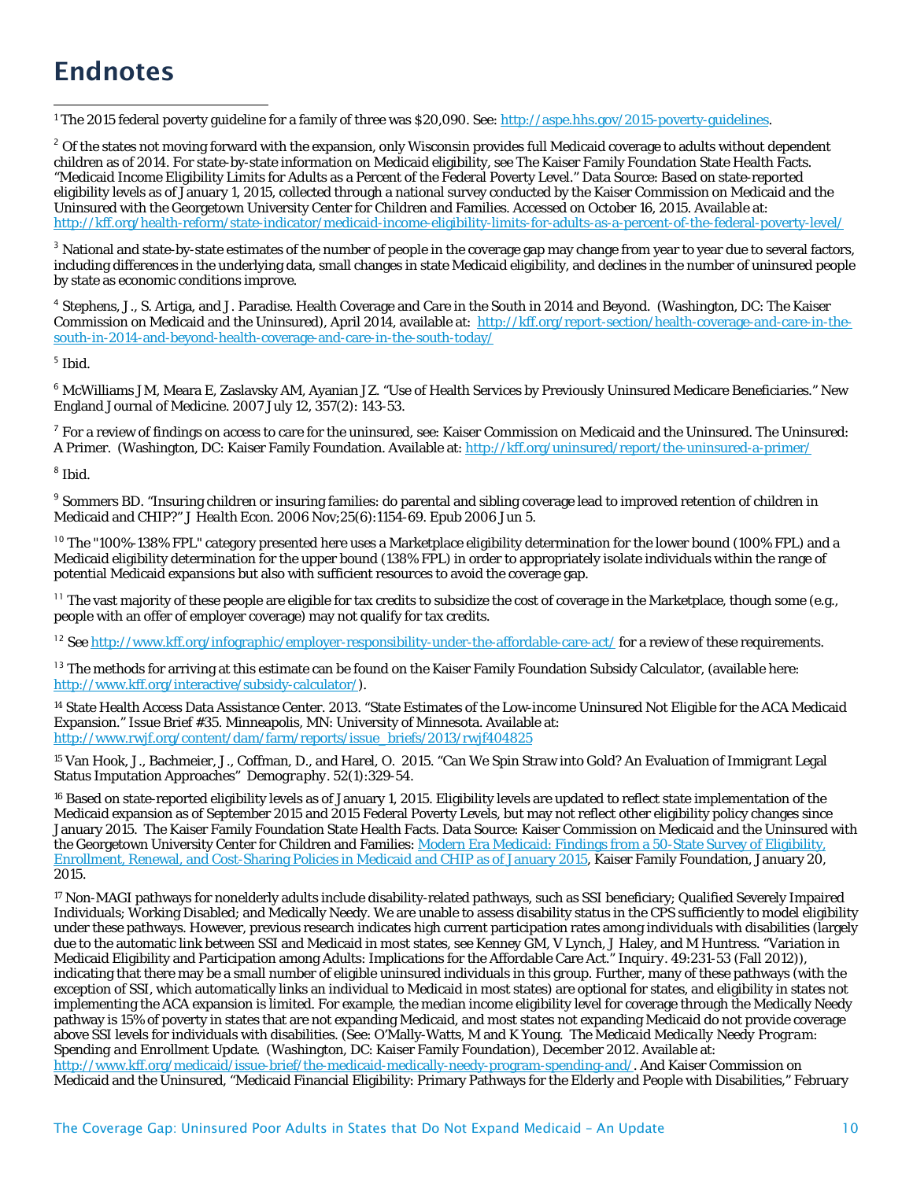# Endnotes

[1] The 2015 federal poverty guideline for a family of three was $20,090. See: http://aspe.hhs.gov/2015-poverty-guidelines.

[2] Of the states not moving forward with the expansion, only Wisconsin provides full Medicaid coverage to adults without dependent children as of 2014. For state-by-state information on Medicaid eligibility, see The Kaiser Family Foundation State Health Facts. "Medicaid Income Eligibility Limits for Adults as a Percent of the Federal Poverty Level." Data Source: Based on state-reported eligibility levels as of January 1, 2015, collected through a national survey conducted by the Kaiser Commission on Medicaid and the Uninsured with the Georgetown University Center for Children and Families. Accessed on October 16, 2015. Available at: http://kff.org/health-reform/state-indicator/medicaid-income-eligibility-limits-for-adults-as-a-percent-of-the-federal-poverty-level/

[3] National and state-by-state estimates of the number of people in the coverage gap may change from year to year due to several factors, including differences in the underlying data, small changes in state Medicaid eligibility, and declines in the number of uninsured people by state as economic conditions improve.

[4] Stephens, J., S. Artiga, and J. Paradise. Health Coverage and Care in the South in 2014 and Beyond. (Washington, DC: The Kaiser Commission on Medicaid and the Uninsured), April 2014, available at: http://kff.org/report-section/health-coverage-and-care-in-the-south-in-2014-and-beyond-health-coverage-and-care-in-the-south-today/

[5] Ibid.

[6] McWilliams JM, Meara E, Zaslavsky AM, Ayanian JZ. "Use of Health Services by Previously Uninsured Medicare Beneficiaries." New England Journal of Medicine. 2007 July 12, 357(2): 143-53.

[7] For a review of findings on access to care for the uninsured, see: Kaiser Commission on Medicaid and the Uninsured. The Uninsured: A Primer. (Washington, DC: Kaiser Family Foundation. Available at: http://kff.org/uninsured/report/the-uninsured-a-primer/

[8] Ibid.

[9] Sommers BD. "Insuring children or insuring families: do parental and sibling coverage lead to improved retention of children in Medicaid and CHIP?" J Health Econ. 2006 Nov;25(6):1154-69. Epub 2006 Jun 5.

[10] The "100%-138% FPL" category presented here uses a Marketplace eligibility determination for the lower bound (100% FPL) and a Medicaid eligibility determination for the upper bound (138% FPL) in order to appropriately isolate individuals within the range of potential Medicaid expansions but also with sufficient resources to avoid the coverage gap.

[11] The vast majority of these people are eligible for tax credits to subsidize the cost of coverage in the Marketplace, though some (e.g., people with an offer of employer coverage) may not qualify for tax credits.

[12] See http://www.kff.org/infographic/employer-responsibility-under-the-affordable-care-act/ for a review of these requirements.

[13] The methods for arriving at this estimate can be found on the Kaiser Family Foundation Subsidy Calculator, (available here: http://www.kff.org/interactive/subsidy-calculator/).

[14] State Health Access Data Assistance Center. 2013. "State Estimates of the Low-income Uninsured Not Eligible for the ACA Medicaid Expansion." Issue Brief #35. Minneapolis, MN: University of Minnesota. Available at: http://www.rwjf.org/content/dam/farm/reports/issue_briefs/2013/rwjf404825

[15] Van Hook, J., Bachmeier, J., Coffman, D., and Harel, O. 2015. "Can We Spin Straw into Gold? An Evaluation of Immigrant Legal Status Imputation Approaches" *Demography*. 52(1):329-54.

[16] Based on state-reported eligibility levels as of January 1, 2015. Eligibility levels are updated to reflect state implementation of the Medicaid expansion as of September 2015 and 2015 Federal Poverty Levels, but may not reflect other eligibility policy changes since January 2015. The Kaiser Family Foundation State Health Facts. Data Source: Kaiser Commission on Medicaid and the Uninsured with the Georgetown University Center for Children and Families: Modern Era Medicaid: Findings from a 50-State Survey of Eligibility, Enrollment, Renewal, and Cost-Sharing Policies in Medicaid and CHIP as of January 2015, Kaiser Family Foundation, January 20, 2015.

[17] Non-MAGI pathways for nonelderly adults include disability-related pathways, such as SSI beneficiary; Qualified Severely Impaired Individuals; Working Disabled; and Medically Needy. We are unable to assess disability status in the CPS sufficiently to model eligibility under these pathways. However, previous research indicates high current participation rates among individuals with disabilities (largely due to the automatic link between SSI and Medicaid in most states, see Kenney GM, V Lynch, J Haley, and M Huntress. "Variation in Medicaid Eligibility and Participation among Adults: Implications for the Affordable Care Act." *Inquiry*. 49:231-53 (Fall 2012)), indicating that there may be a small number of eligible uninsured individuals in this group. Further, many of these pathways (with the exception of SSI, which automatically links an individual to Medicaid in most states) are optional for states, and eligibility in states not implementing the ACA expansion is limited. For example, the median income eligibility level for coverage through the Medically Needy pathway is 15% of poverty in states that are not expanding Medicaid, and most states not expanding Medicaid do not provide coverage above SSI levels for individuals with disabilities. (See: O'Mally-Watts, M and K Young. *The Medicaid Medically Needy Program: Spending and Enrollment Update*. (Washington, DC: Kaiser Family Foundation), December 2012. Available at: http://www.kff.org/medicaid/issue-brief/the-medicaid-medically-needy-program-spending-and/. And Kaiser Commission on Medicaid and the Uninsured, "Medicaid Financial Eligibility: Primary Pathways for the Elderly and People with Disabilities," February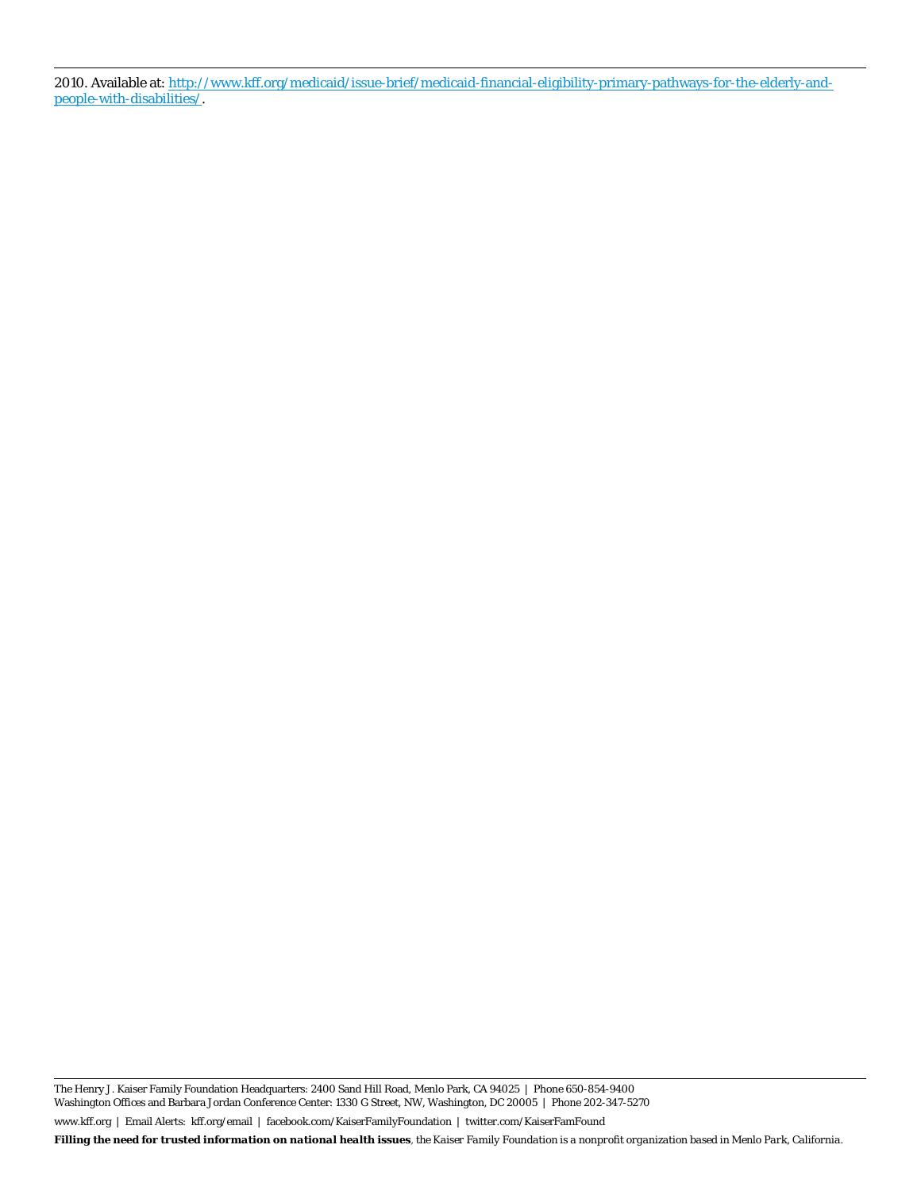2010. Available at: http://www.kff.org/medicaid/issue-brief/medicaid-financial-eligibility-primary-pathways-for-the-elderly-and-people-with-disabilities/.

The Henry J. Kaiser Family Foundation Headquarters: 2400 Sand Hill Road, Menlo Park, CA 94025 | Phone 650-854-9400
Washington Offices and Barbara Jordan Conference Center: 1330 G Street, NW, Washington, DC 20005 | Phone 202-347-5270

www.kff.org | Email Alerts: kff.org/email | facebook.com/KaiserFamilyFoundation | twitter.com/KaiserFamFound

***Filling the need for trusted information on national health issues****, the Kaiser Family Foundation is a nonprofit organization based in Menlo Park, California.*